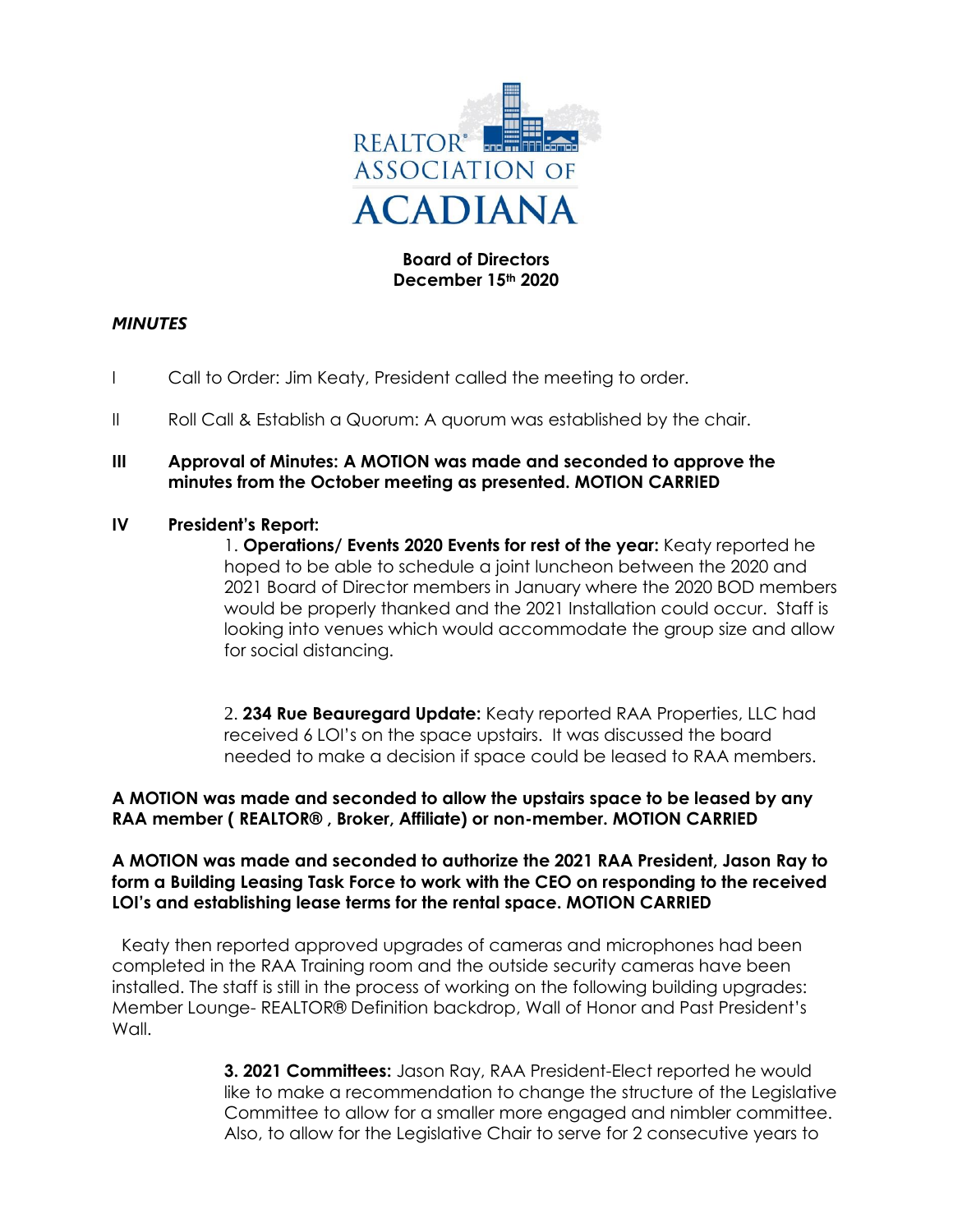REALTOR® ASSOCIATION OF ACADIANA

**Board of Directors**
**December 15th 2020**

***MINUTES***

I Call to Order: Jim Keaty, President called the meeting to order.

II Roll Call & Establish a Quorum: A quorum was established by the chair.

**III Approval of Minutes: A MOTION was made and seconded to approve the minutes from the October meeting as presented. MOTION CARRIED**

**IV President's Report:**

1. **Operations/ Events 2020 Events for rest of the year:** Keaty reported he hoped to be able to schedule a joint luncheon between the 2020 and 2021 Board of Director members in January where the 2020 BOD members would be properly thanked and the 2021 Installation could occur. Staff is looking into venues which would accommodate the group size and allow for social distancing.

2. **234 Rue Beauregard Update:** Keaty reported RAA Properties, LLC had received 6 LOI's on the space upstairs. It was discussed the board needed to make a decision if space could be leased to RAA members.

**A MOTION was made and seconded to allow the upstairs space to be leased by any RAA member ( REALTOR® , Broker, Affiliate) or non-member. MOTION CARRIED**

**A MOTION was made and seconded to authorize the 2021 RAA President, Jason Ray to form a Building Leasing Task Force to work with the CEO on responding to the received LOI's and establishing lease terms for the rental space. MOTION CARRIED**

Keaty then reported approved upgrades of cameras and microphones had been completed in the RAA Training room and the outside security cameras have been installed. The staff is still in the process of working on the following building upgrades: Member Lounge- REALTOR® Definition backdrop, Wall of Honor and Past President's Wall.

3. **2021 Committees:** Jason Ray, RAA President-Elect reported he would like to make a recommendation to change the structure of the Legislative Committee to allow for a smaller more engaged and nimbler committee. Also, to allow for the Legislative Chair to serve for 2 consecutive years to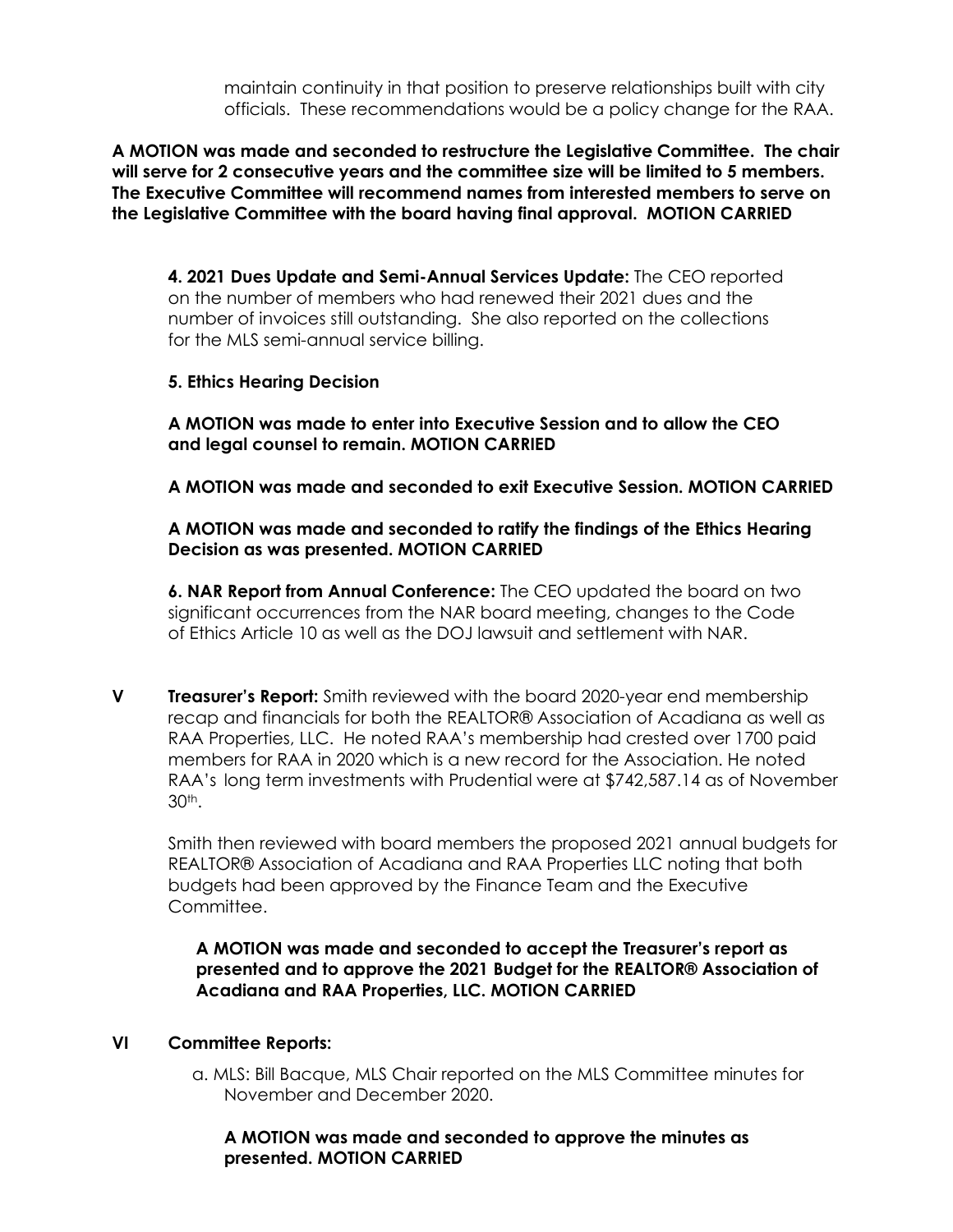maintain continuity in that position to preserve relationships built with city officials. These recommendations would be a policy change for the RAA.

**A MOTION was made and seconded to restructure the Legislative Committee. The chair will serve for 2 consecutive years and the committee size will be limited to 5 members. The Executive Committee will recommend names from interested members to serve on the Legislative Committee with the board having final approval. MOTION CARRIED**

**4. 2021 Dues Update and Semi-Annual Services Update:** The CEO reported on the number of members who had renewed their 2021 dues and the number of invoices still outstanding. She also reported on the collections for the MLS semi-annual service billing.

**5. Ethics Hearing Decision**

**A MOTION was made to enter into Executive Session and to allow the CEO and legal counsel to remain. MOTION CARRIED**

**A MOTION was made and seconded to exit Executive Session. MOTION CARRIED**

**A MOTION was made and seconded to ratify the findings of the Ethics Hearing Decision as was presented. MOTION CARRIED**

**6. NAR Report from Annual Conference:** The CEO updated the board on two significant occurrences from the NAR board meeting, changes to the Code of Ethics Article 10 as well as the DOJ lawsuit and settlement with NAR.

**V Treasurer's Report:** Smith reviewed with the board 2020-year end membership recap and financials for both the REALTOR® Association of Acadiana as well as RAA Properties, LLC. He noted RAA's membership had crested over 1700 paid members for RAA in 2020 which is a new record for the Association. He noted RAA's long term investments with Prudential were at $742,587.14 as of November 30th.

Smith then reviewed with board members the proposed 2021 annual budgets for REALTOR® Association of Acadiana and RAA Properties LLC noting that both budgets had been approved by the Finance Team and the Executive Committee.

**A MOTION was made and seconded to accept the Treasurer's report as presented and to approve the 2021 Budget for the REALTOR® Association of Acadiana and RAA Properties, LLC. MOTION CARRIED**

**VI Committee Reports:**

a. MLS: Bill Bacque, MLS Chair reported on the MLS Committee minutes for November and December 2020.

**A MOTION was made and seconded to approve the minutes as presented. MOTION CARRIED**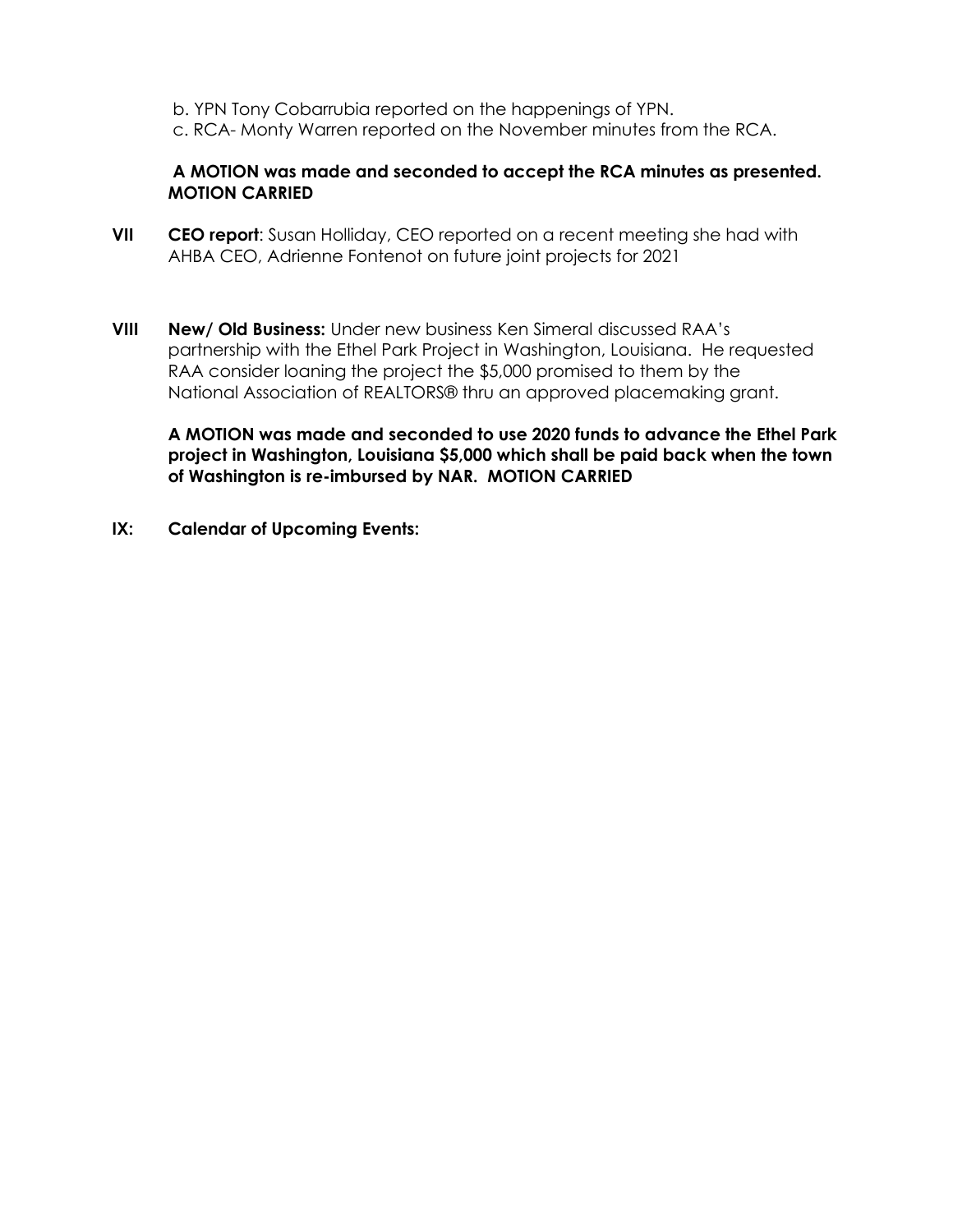b. YPN Tony Cobarrubia reported on the happenings of YPN.
c. RCA- Monty Warren reported on the November minutes from the RCA.

**A MOTION was made and seconded to accept the RCA minutes as presented. MOTION CARRIED**

**VII** **CEO report**: Susan Holliday, CEO reported on a recent meeting she had with AHBA CEO, Adrienne Fontenot on future joint projects for 2021

**VIII** **New/ Old Business:** Under new business Ken Simeral discussed RAA's partnership with the Ethel Park Project in Washington, Louisiana. He requested RAA consider loaning the project the $5,000 promised to them by the National Association of REALTORS® thru an approved placemaking grant.

**A MOTION was made and seconded to use 2020 funds to advance the Ethel Park project in Washington, Louisiana $5,000 which shall be paid back when the town of Washington is re-imbursed by NAR. MOTION CARRIED**

**IX: Calendar of Upcoming Events:**